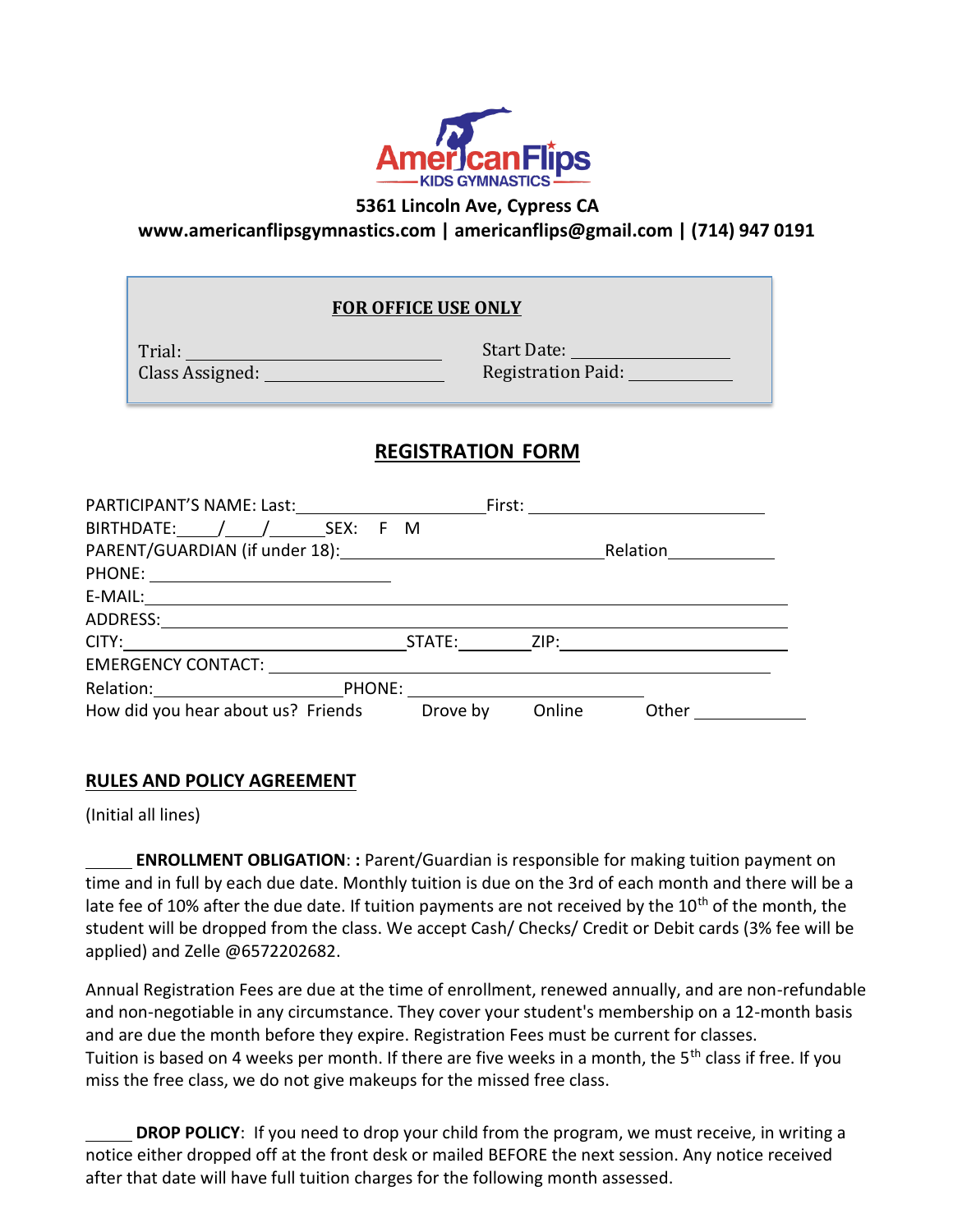AmericanFlips KIDS GYMNASTICS

**5361 Lincoln Ave, Cypress CA**

**www.americanflipsgymnastics.com | americanflips@gmail.com | (714) 947 0191**

**FOR OFFICE USE ONLY**

Trial: ____________________ Start Date: ______________

Class Assigned: ______________ Registration Paid: __________

## REGISTRATION FORM

PARTICIPANT'S NAME: Last:____________________ First: ______________________

BIRTHDATE:____/____/______SEX: F M

PARENT/GUARDIAN (if under 18):____________________________ Relation__________

PHONE: ________________________

E-MAIL:________________________________________________________________

ADDRESS:_______________________________________________________________

CITY:____________________________STATE:________ZIP:______________________

EMERGENCY CONTACT: ______________________________________________________

Relation:____________________PHONE: ________________________

How did you hear about us? Friends Drove by Online Other __________

### RULES AND POLICY AGREEMENT

(Initial all lines)

_____ **ENROLLMENT OBLIGATION**: **:** Parent/Guardian is responsible for making tuition payment on time and in full by each due date. Monthly tuition is due on the 3rd of each month and there will be a late fee of 10% after the due date. If tuition payments are not received by the 10th of the month, the student will be dropped from the class. We accept Cash/ Checks/ Credit or Debit cards (3% fee will be applied) and Zelle @6572202682.

Annual Registration Fees are due at the time of enrollment, renewed annually, and are non-refundable and non-negotiable in any circumstance. They cover your student's membership on a 12-month basis and are due the month before they expire. Registration Fees must be current for classes. Tuition is based on 4 weeks per month. If there are five weeks in a month, the 5th class if free. If you miss the free class, we do not give makeups for the missed free class.

_____ **DROP POLICY**: If you need to drop your child from the program, we must receive, in writing a notice either dropped off at the front desk or mailed BEFORE the next session. Any notice received after that date will have full tuition charges for the following month assessed.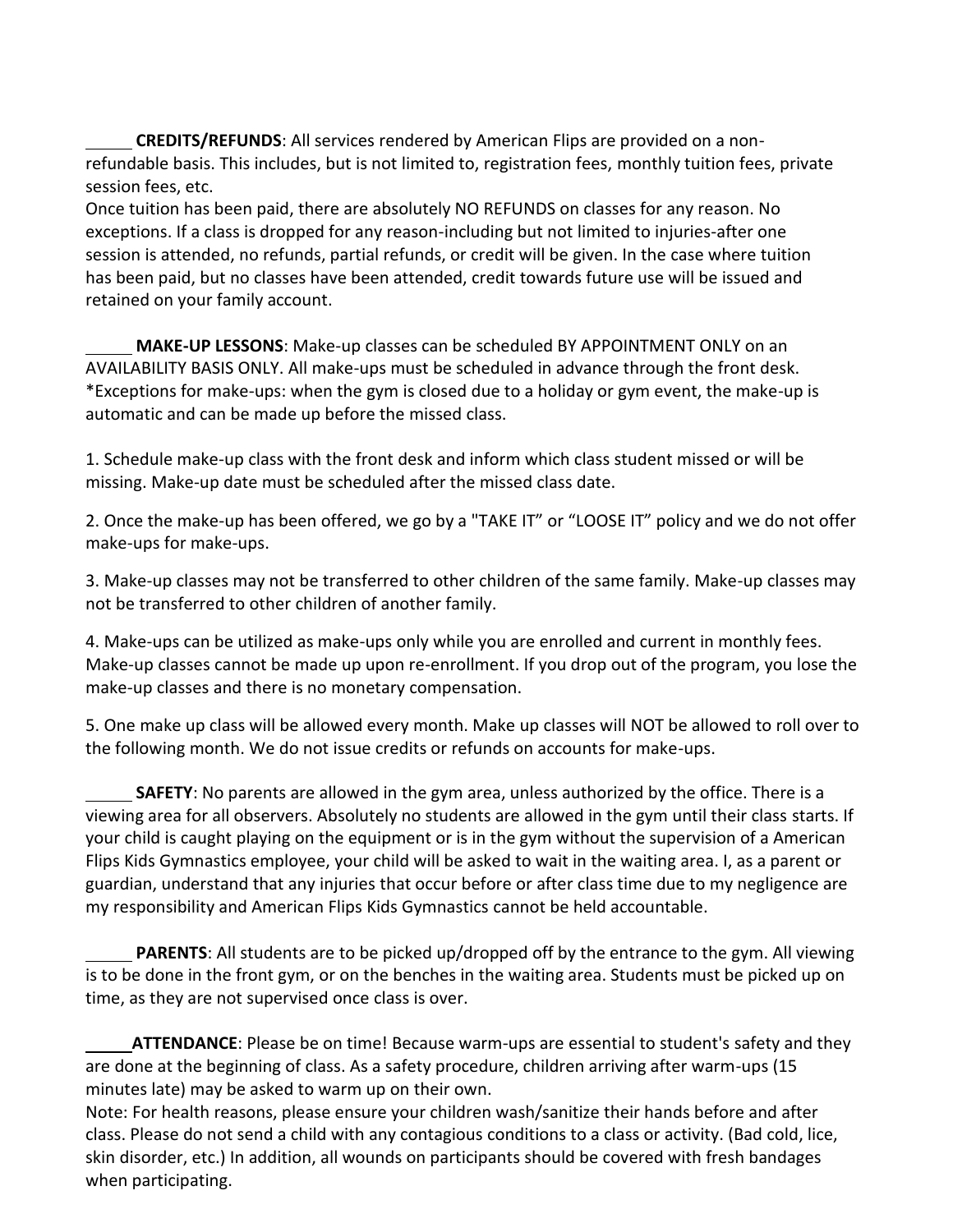_____ **CREDITS/REFUNDS**: All services rendered by American Flips are provided on a non-refundable basis. This includes, but is not limited to, registration fees, monthly tuition fees, private session fees, etc.
Once tuition has been paid, there are absolutely NO REFUNDS on classes for any reason. No exceptions. If a class is dropped for any reason-including but not limited to injuries-after one session is attended, no refunds, partial refunds, or credit will be given. In the case where tuition has been paid, but no classes have been attended, credit towards future use will be issued and retained on your family account.

_____ **MAKE-UP LESSONS**: Make-up classes can be scheduled BY APPOINTMENT ONLY on an AVAILABILITY BASIS ONLY. All make-ups must be scheduled in advance through the front desk. *Exceptions for make-ups: when the gym is closed due to a holiday or gym event, the make-up is automatic and can be made up before the missed class.

1. Schedule make-up class with the front desk and inform which class student missed or will be missing. Make-up date must be scheduled after the missed class date.

2. Once the make-up has been offered, we go by a "TAKE IT" or "LOOSE IT" policy and we do not offer make-ups for make-ups.

3. Make-up classes may not be transferred to other children of the same family. Make-up classes may not be transferred to other children of another family.

4. Make-ups can be utilized as make-ups only while you are enrolled and current in monthly fees. Make-up classes cannot be made up upon re-enrollment. If you drop out of the program, you lose the make-up classes and there is no monetary compensation.

5. One make up class will be allowed every month. Make up classes will NOT be allowed to roll over to the following month. We do not issue credits or refunds on accounts for make-ups.

_____ **SAFETY**: No parents are allowed in the gym area, unless authorized by the office. There is a viewing area for all observers. Absolutely no students are allowed in the gym until their class starts. If your child is caught playing on the equipment or is in the gym without the supervision of a American Flips Kids Gymnastics employee, your child will be asked to wait in the waiting area. I, as a parent or guardian, understand that any injuries that occur before or after class time due to my negligence are my responsibility and American Flips Kids Gymnastics cannot be held accountable.

_____ **PARENTS**: All students are to be picked up/dropped off by the entrance to the gym. All viewing is to be done in the front gym, or on the benches in the waiting area. Students must be picked up on time, as they are not supervised once class is over.

_____ **ATTENDANCE**: Please be on time! Because warm-ups are essential to student's safety and they are done at the beginning of class. As a safety procedure, children arriving after warm-ups (15 minutes late) may be asked to warm up on their own.
Note: For health reasons, please ensure your children wash/sanitize their hands before and after class. Please do not send a child with any contagious conditions to a class or activity. (Bad cold, lice, skin disorder, etc.) In addition, all wounds on participants should be covered with fresh bandages when participating.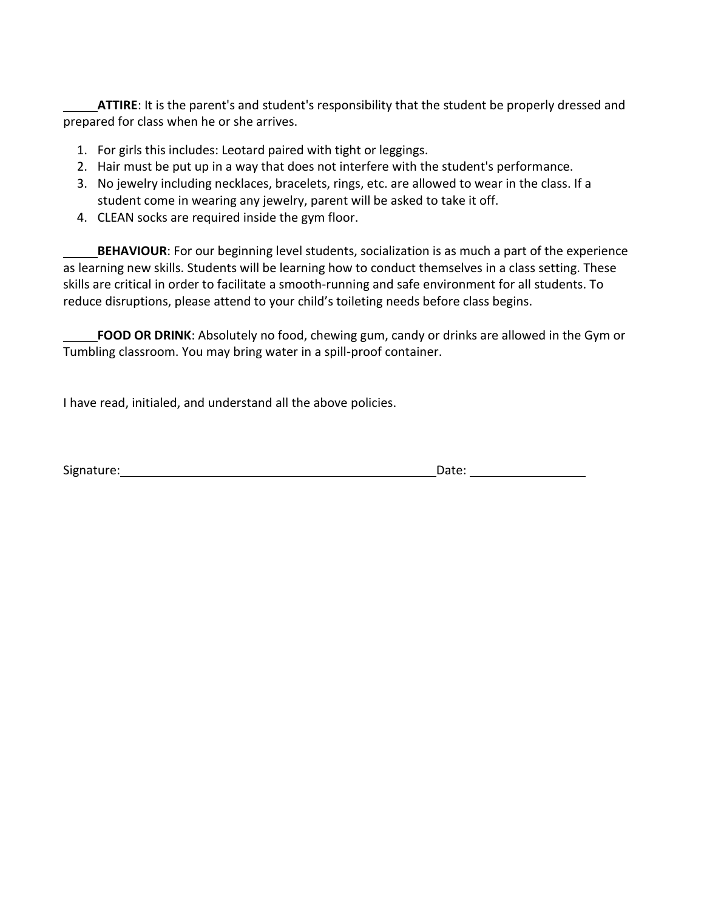_____**ATTIRE**: It is the parent's and student's responsibility that the student be properly dressed and prepared for class when he or she arrives.

1. For girls this includes: Leotard paired with tight or leggings.
2. Hair must be put up in a way that does not interfere with the student's performance.
3. No jewelry including necklaces, bracelets, rings, etc. are allowed to wear in the class. If a student come in wearing any jewelry, parent will be asked to take it off.
4. CLEAN socks are required inside the gym floor.

_____**BEHAVIOUR**: For our beginning level students, socialization is as much a part of the experience as learning new skills. Students will be learning how to conduct themselves in a class setting. These skills are critical in order to facilitate a smooth-running and safe environment for all students. To reduce disruptions, please attend to your child's toileting needs before class begins.

_____**FOOD OR DRINK**: Absolutely no food, chewing gum, candy or drinks are allowed in the Gym or Tumbling classroom. You may bring water in a spill-proof container.

I have read, initialed, and understand all the above policies.

Signature:________________________________________ Date: ______________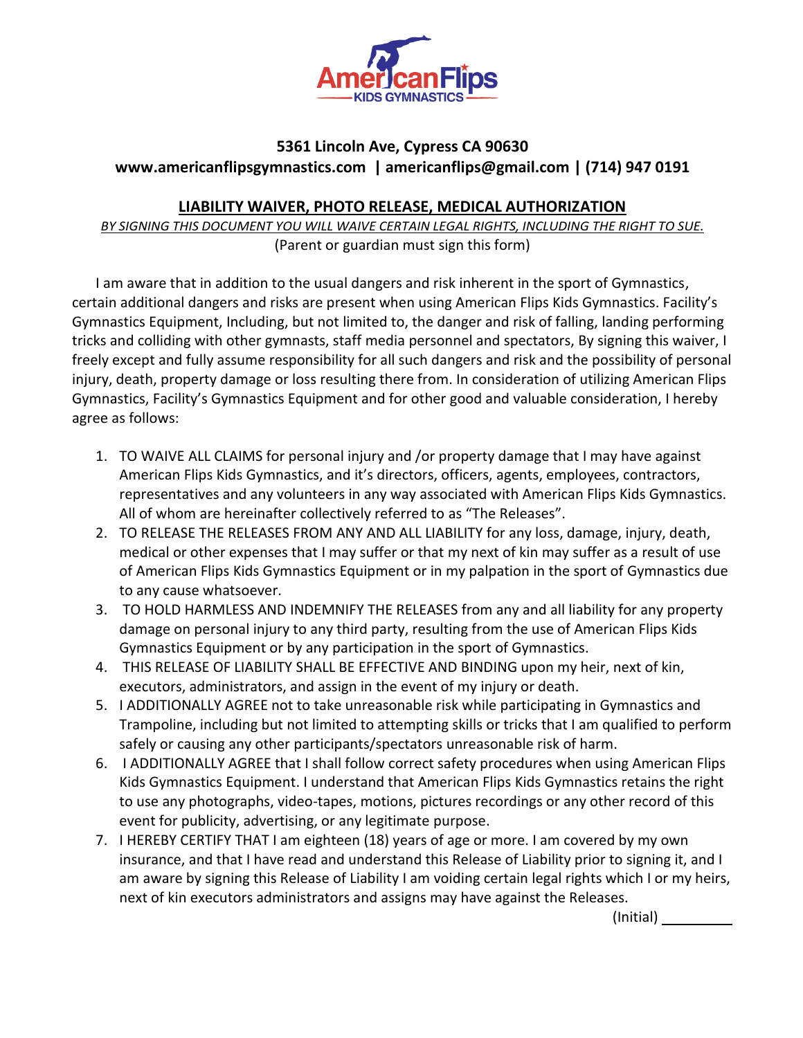AmericanFlips
KIDS GYMNASTICS

**5361 Lincoln Ave, Cypress CA 90630**
**www.americanflipsgymnastics.com | americanflips@gmail.com | (714) 947 0191**

## LIABILITY WAIVER, PHOTO RELEASE, MEDICAL AUTHORIZATION

*BY SIGNING THIS DOCUMENT YOU WILL WAIVE CERTAIN LEGAL RIGHTS, INCLUDING THE RIGHT TO SUE.*
(Parent or guardian must sign this form)

I am aware that in addition to the usual dangers and risk inherent in the sport of Gymnastics, certain additional dangers and risks are present when using American Flips Kids Gymnastics. Facility's Gymnastics Equipment, Including, but not limited to, the danger and risk of falling, landing performing tricks and colliding with other gymnasts, staff media personnel and spectators, By signing this waiver, I freely except and fully assume responsibility for all such dangers and risk and the possibility of personal injury, death, property damage or loss resulting there from. In consideration of utilizing American Flips Gymnastics, Facility's Gymnastics Equipment and for other good and valuable consideration, I hereby agree as follows:

1. TO WAIVE ALL CLAIMS for personal injury and /or property damage that I may have against American Flips Kids Gymnastics, and it's directors, officers, agents, employees, contractors, representatives and any volunteers in any way associated with American Flips Kids Gymnastics. All of whom are hereinafter collectively referred to as "The Releases".
2. TO RELEASE THE RELEASES FROM ANY AND ALL LIABILITY for any loss, damage, injury, death, medical or other expenses that I may suffer or that my next of kin may suffer as a result of use of American Flips Kids Gymnastics Equipment or in my palpation in the sport of Gymnastics due to any cause whatsoever.
3. TO HOLD HARMLESS AND INDEMNIFY THE RELEASES from any and all liability for any property damage on personal injury to any third party, resulting from the use of American Flips Kids Gymnastics Equipment or by any participation in the sport of Gymnastics.
4. THIS RELEASE OF LIABILITY SHALL BE EFFECTIVE AND BINDING upon my heir, next of kin, executors, administrators, and assign in the event of my injury or death.
5. I ADDITIONALLY AGREE not to take unreasonable risk while participating in Gymnastics and Trampoline, including but not limited to attempting skills or tricks that I am qualified to perform safely or causing any other participants/spectators unreasonable risk of harm.
6. I ADDITIONALLY AGREE that I shall follow correct safety procedures when using American Flips Kids Gymnastics Equipment. I understand that American Flips Kids Gymnastics retains the right to use any photographs, video-tapes, motions, pictures recordings or any other record of this event for publicity, advertising, or any legitimate purpose.
7. I HEREBY CERTIFY THAT I am eighteen (18) years of age or more. I am covered by my own insurance, and that I have read and understand this Release of Liability prior to signing it, and I am aware by signing this Release of Liability I am voiding certain legal rights which I or my heirs, next of kin executors administrators and assigns may have against the Releases.

(Initial) ________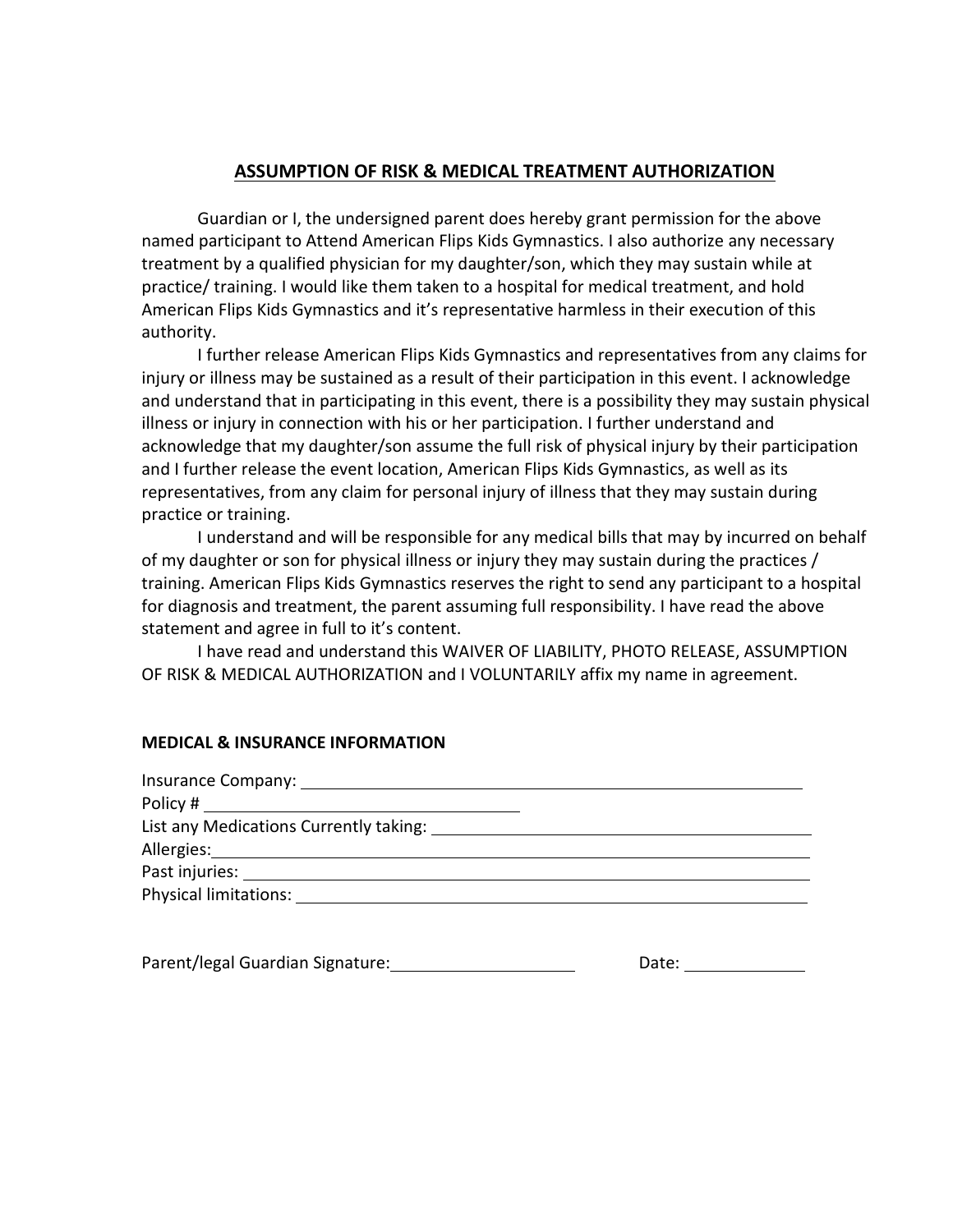## ASSUMPTION OF RISK & MEDICAL TREATMENT AUTHORIZATION

Guardian or I, the undersigned parent does hereby grant permission for the above named participant to Attend American Flips Kids Gymnastics. I also authorize any necessary treatment by a qualified physician for my daughter/son, which they may sustain while at practice/ training. I would like them taken to a hospital for medical treatment, and hold American Flips Kids Gymnastics and it's representative harmless in their execution of this authority.

I further release American Flips Kids Gymnastics and representatives from any claims for injury or illness may be sustained as a result of their participation in this event. I acknowledge and understand that in participating in this event, there is a possibility they may sustain physical illness or injury in connection with his or her participation. I further understand and acknowledge that my daughter/son assume the full risk of physical injury by their participation and I further release the event location, American Flips Kids Gymnastics, as well as its representatives, from any claim for personal injury of illness that they may sustain during practice or training.

I understand and will be responsible for any medical bills that may by incurred on behalf of my daughter or son for physical illness or injury they may sustain during the practices / training. American Flips Kids Gymnastics reserves the right to send any participant to a hospital for diagnosis and treatment, the parent assuming full responsibility. I have read the above statement and agree in full to it's content.

I have read and understand this WAIVER OF LIABILITY, PHOTO RELEASE, ASSUMPTION OF RISK & MEDICAL AUTHORIZATION and I VOLUNTARILY affix my name in agreement.

**MEDICAL & INSURANCE INFORMATION**

Insurance Company: ______________________________________________

Policy # ____________________________

List any Medications Currently taking: ___________________________________

Allergies: ______________________________________________________

Past injuries: ___________________________________________________

Physical limitations: ______________________________________________

Parent/legal Guardian Signature: ____________________ Date: ____________